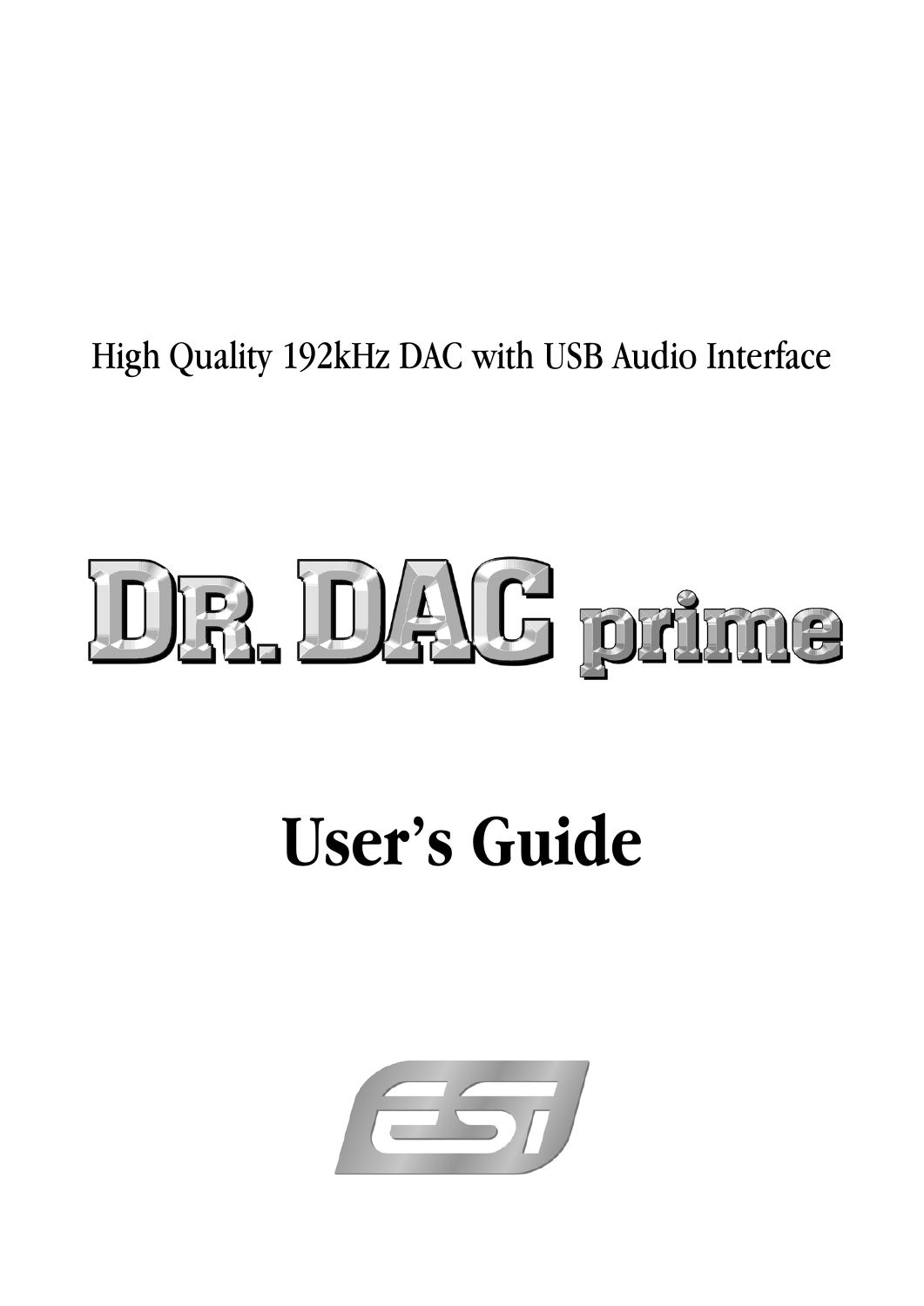High Quality 192kHz DAC with USB Audio Interface

# DR. DAC prime

# User's Guide

ESI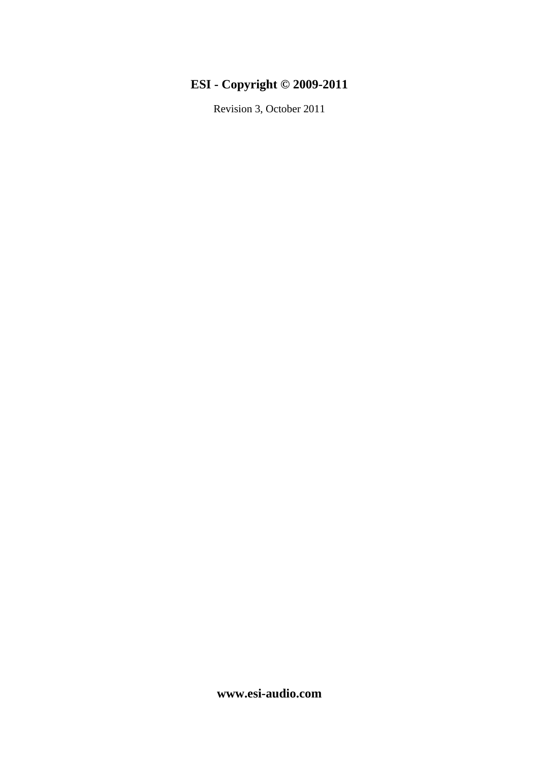**ESI - Copyright © 2009-2011**

Revision 3, October 2011

**www.esi-audio.com**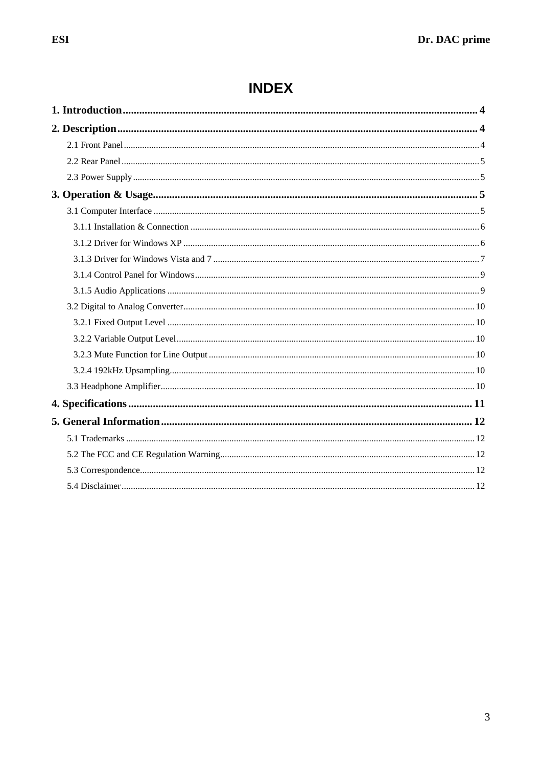# INDEX

**1. Introduction** .................................................. 4

**2. Description** .................................................. 4

- 2.1 Front Panel .................................................. 4
- 2.2 Rear Panel .................................................. 5
- 2.3 Power Supply .................................................. 5

**3. Operation & Usage** .................................................. 5

- 3.1 Computer Interface .................................................. 5
  - 3.1.1 Installation & Connection .................................................. 6
  - 3.1.2 Driver for Windows XP .................................................. 6
  - 3.1.3 Driver for Windows Vista and 7 .................................................. 7
  - 3.1.4 Control Panel for Windows .................................................. 9
  - 3.1.5 Audio Applications .................................................. 9
- 3.2 Digital to Analog Converter .................................................. 10
  - 3.2.1 Fixed Output Level .................................................. 10
  - 3.2.2 Variable Output Level .................................................. 10
  - 3.2.3 Mute Function for Line Output .................................................. 10
  - 3.2.4 192kHz Upsampling .................................................. 10
- 3.3 Headphone Amplifier .................................................. 10

**4. Specifications** .................................................. 11

**5. General Information** .................................................. 12

- 5.1 Trademarks .................................................. 12
- 5.2 The FCC and CE Regulation Warning .................................................. 12
- 5.3 Correspondence .................................................. 12
- 5.4 Disclaimer .................................................. 12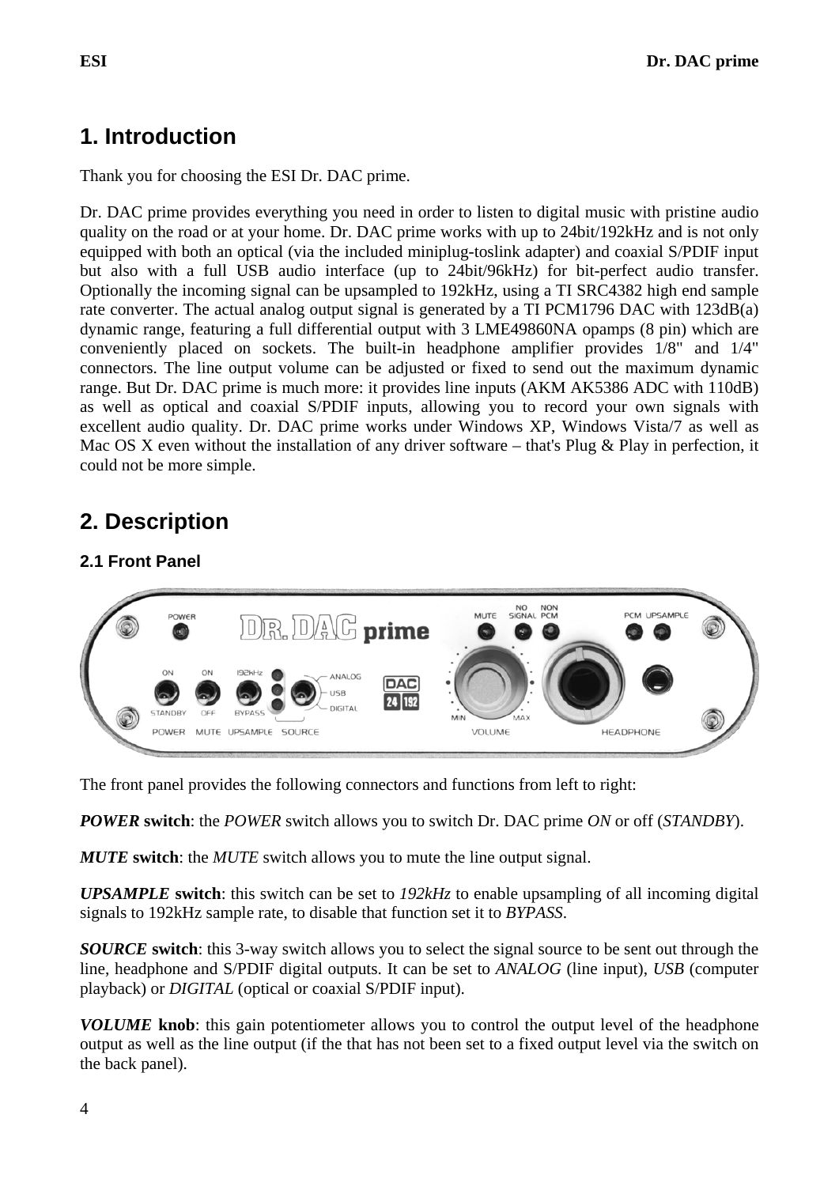# 1. Introduction

Thank you for choosing the ESI Dr. DAC prime.

Dr. DAC prime provides everything you need in order to listen to digital music with pristine audio quality on the road or at your home. Dr. DAC prime works with up to 24bit/192kHz and is not only equipped with both an optical (via the included miniplug-toslink adapter) and coaxial S/PDIF input but also with a full USB audio interface (up to 24bit/96kHz) for bit-perfect audio transfer. Optionally the incoming signal can be upsampled to 192kHz, using a TI SRC4382 high end sample rate converter. The actual analog output signal is generated by a TI PCM1796 DAC with 123dB(a) dynamic range, featuring a full differential output with 3 LME49860NA opamps (8 pin) which are conveniently placed on sockets. The built-in headphone amplifier provides 1/8" and 1/4" connectors. The line output volume can be adjusted or fixed to send out the maximum dynamic range. But Dr. DAC prime is much more: it provides line inputs (AKM AK5386 ADC with 110dB) as well as optical and coaxial S/PDIF inputs, allowing you to record your own signals with excellent audio quality. Dr. DAC prime works under Windows XP, Windows Vista/7 as well as Mac OS X even without the installation of any driver software – that's Plug & Play in perfection, it could not be more simple.

# 2. Description

## 2.1 Front Panel

The front panel provides the following connectors and functions from left to right:

***POWER* switch**: the *POWER* switch allows you to switch Dr. DAC prime *ON* or off (*STANDBY*).

***MUTE* switch**: the *MUTE* switch allows you to mute the line output signal.

***UPSAMPLE* switch**: this switch can be set to *192kHz* to enable upsampling of all incoming digital signals to 192kHz sample rate, to disable that function set it to *BYPASS*.

***SOURCE* switch**: this 3-way switch allows you to select the signal source to be sent out through the line, headphone and S/PDIF digital outputs. It can be set to *ANALOG* (line input), *USB* (computer playback) or *DIGITAL* (optical or coaxial S/PDIF input).

***VOLUME* knob**: this gain potentiometer allows you to control the output level of the headphone output as well as the line output (if the that has not been set to a fixed output level via the switch on the back panel).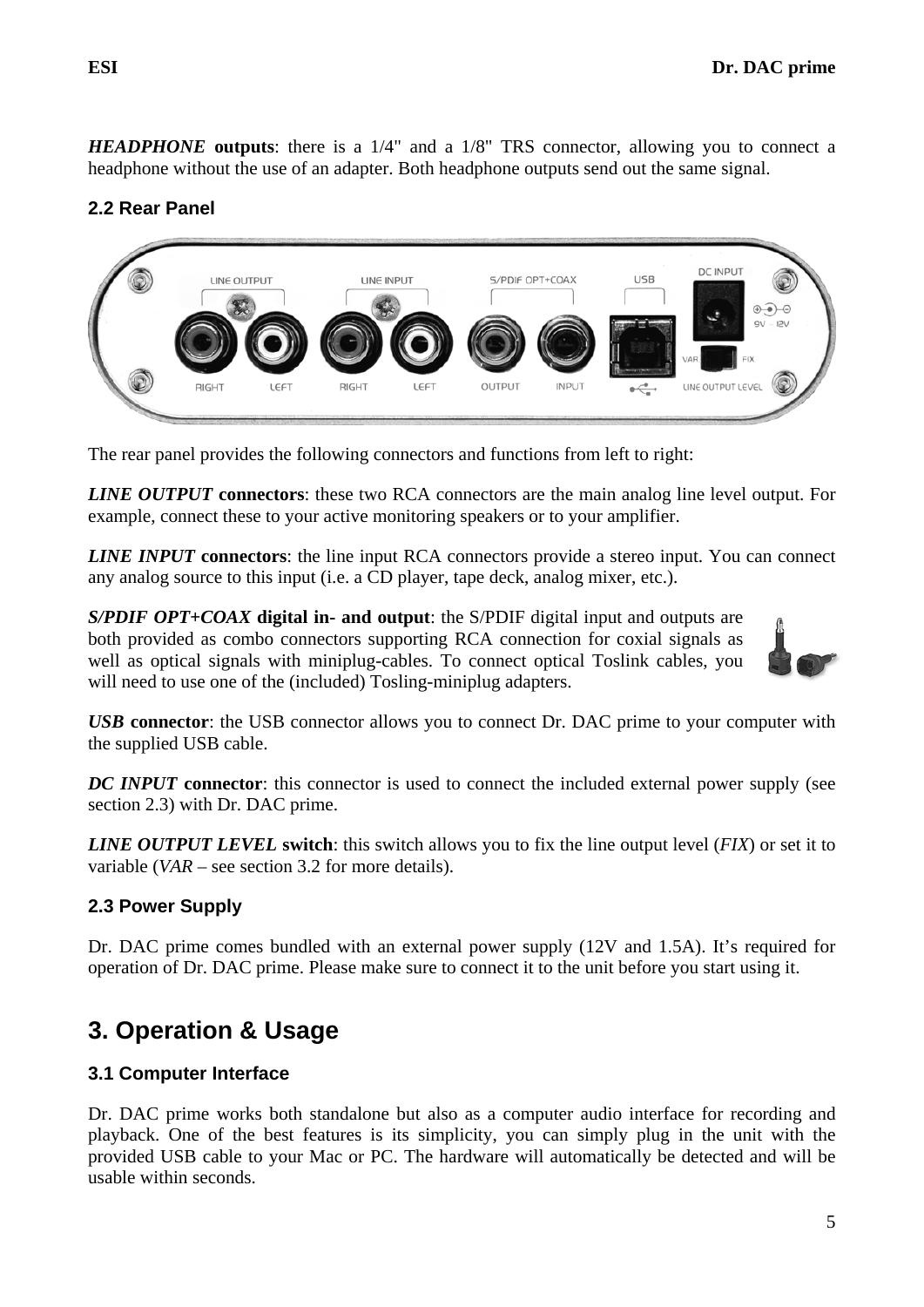***HEADPHONE* outputs**: there is a 1/4" and a 1/8" TRS connector, allowing you to connect a headphone without the use of an adapter. Both headphone outputs send out the same signal.

### 2.2 Rear Panel

The rear panel provides the following connectors and functions from left to right:

***LINE OUTPUT* connectors**: these two RCA connectors are the main analog line level output. For example, connect these to your active monitoring speakers or to your amplifier.

***LINE INPUT* connectors**: the line input RCA connectors provide a stereo input. You can connect any analog source to this input (i.e. a CD player, tape deck, analog mixer, etc.).

***S/PDIF OPT+COAX* digital in- and output**: the S/PDIF digital input and outputs are both provided as combo connectors supporting RCA connection for coxial signals as well as optical signals with miniplug-cables. To connect optical Toslink cables, you will need to use one of the (included) Tosling-miniplug adapters.

***USB* connector**: the USB connector allows you to connect Dr. DAC prime to your computer with the supplied USB cable.

***DC INPUT* connector**: this connector is used to connect the included external power supply (see section 2.3) with Dr. DAC prime.

***LINE OUTPUT LEVEL* switch**: this switch allows you to fix the line output level (*FIX*) or set it to variable (*VAR* – see section 3.2 for more details).

### 2.3 Power Supply

Dr. DAC prime comes bundled with an external power supply (12V and 1.5A). It's required for operation of Dr. DAC prime. Please make sure to connect it to the unit before you start using it.

## 3. Operation & Usage

### 3.1 Computer Interface

Dr. DAC prime works both standalone but also as a computer audio interface for recording and playback. One of the best features is its simplicity, you can simply plug in the unit with the provided USB cable to your Mac or PC. The hardware will automatically be detected and will be usable within seconds.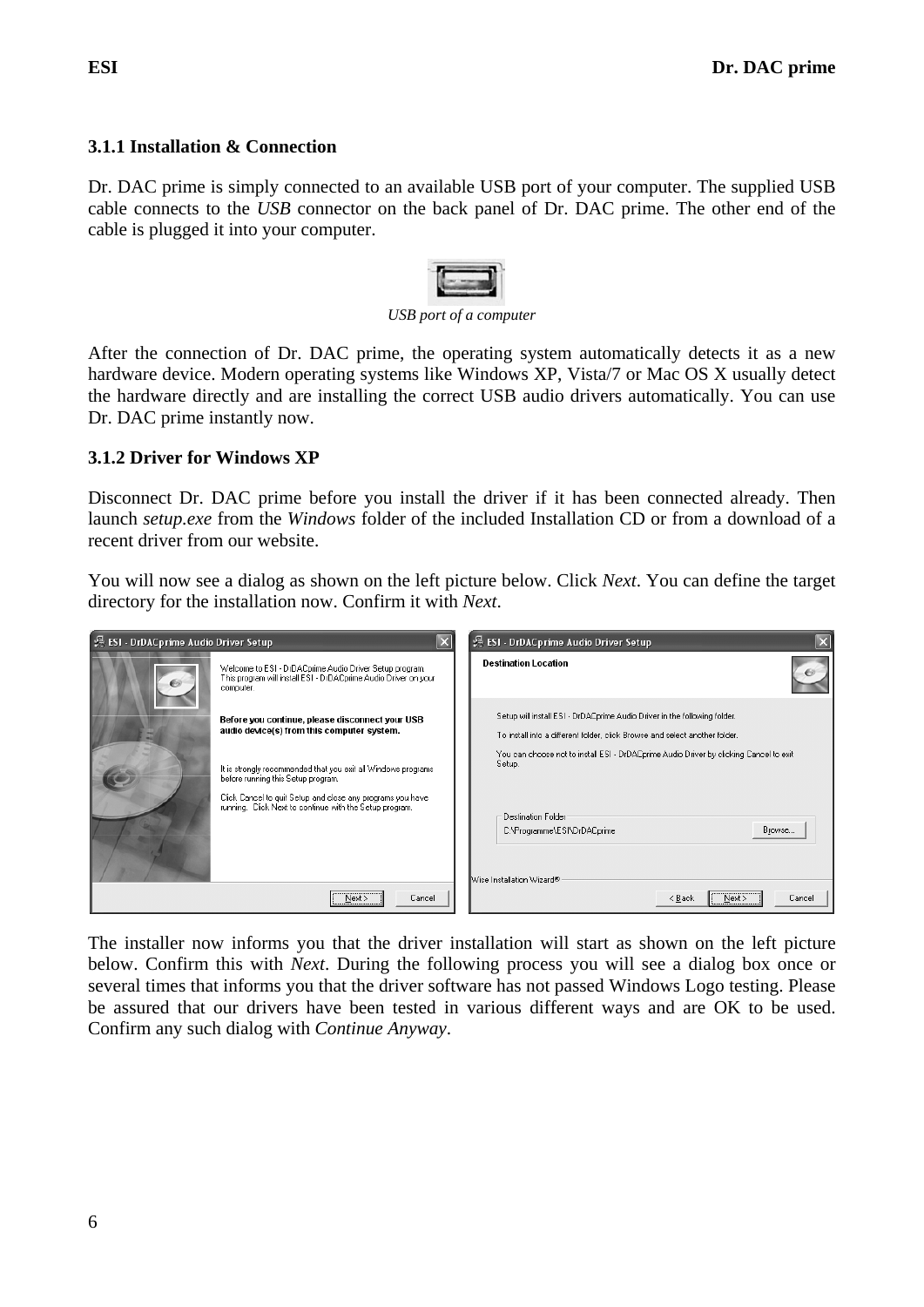### 3.1.1 Installation & Connection

Dr. DAC prime is simply connected to an available USB port of your computer. The supplied USB cable connects to the *USB* connector on the back panel of Dr. DAC prime. The other end of the cable is plugged it into your computer.

*USB port of a computer*

After the connection of Dr. DAC prime, the operating system automatically detects it as a new hardware device. Modern operating systems like Windows XP, Vista/7 or Mac OS X usually detect the hardware directly and are installing the correct USB audio drivers automatically. You can use Dr. DAC prime instantly now.

### 3.1.2 Driver for Windows XP

Disconnect Dr. DAC prime before you install the driver if it has been connected already. Then launch *setup.exe* from the *Windows* folder of the included Installation CD or from a download of a recent driver from our website.

You will now see a dialog as shown on the left picture below. Click *Next*. You can define the target directory for the installation now. Confirm it with *Next*.

The installer now informs you that the driver installation will start as shown on the left picture below. Confirm this with *Next*. During the following process you will see a dialog box once or several times that informs you that the driver software has not passed Windows Logo testing. Please be assured that our drivers have been tested in various different ways and are OK to be used. Confirm any such dialog with *Continue Anyway*.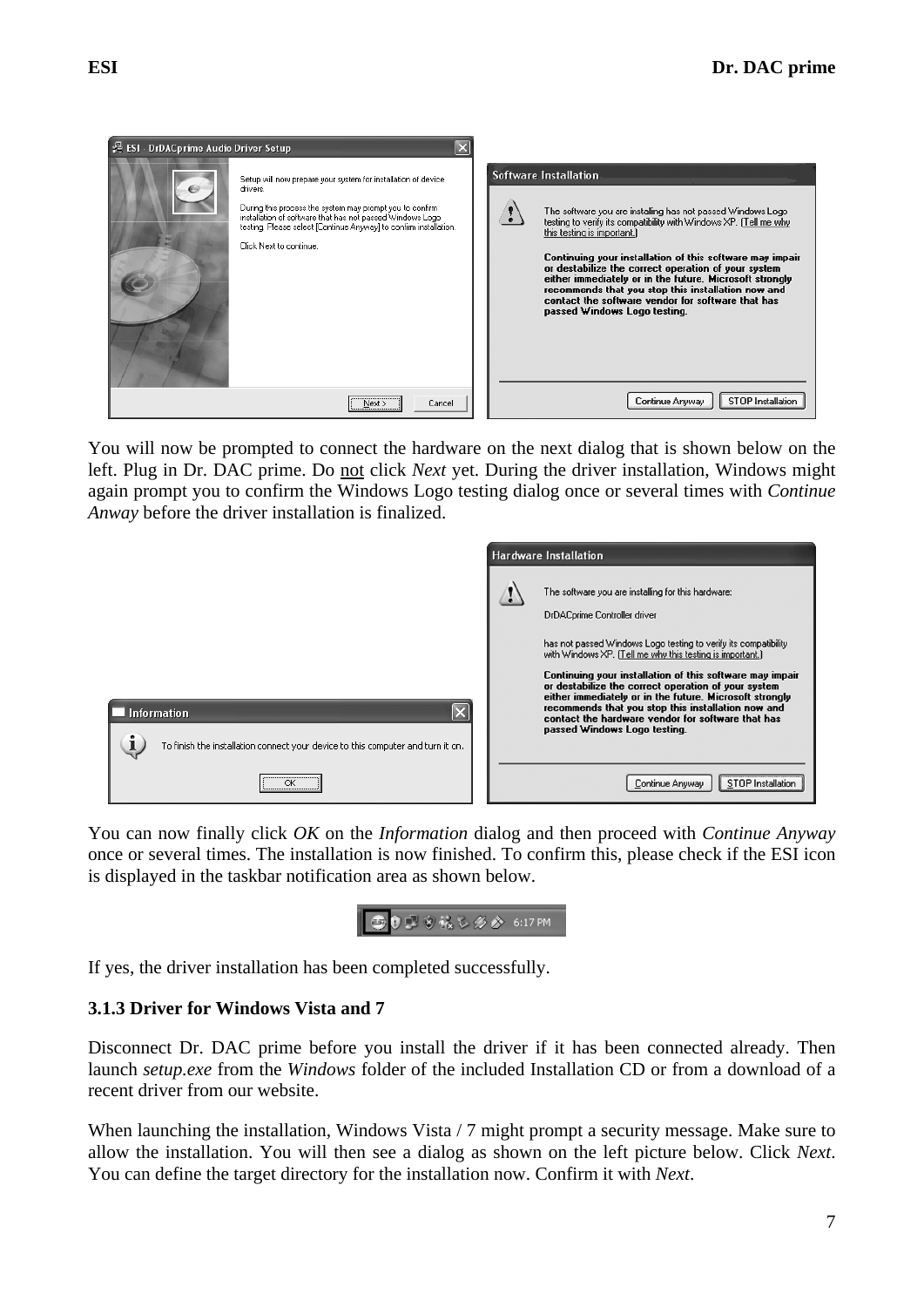You will now be prompted to connect the hardware on the next dialog that is shown below on the left. Plug in Dr. DAC prime. Do not click *Next* yet. During the driver installation, Windows might again prompt you to confirm the Windows Logo testing dialog once or several times with *Continue Anway* before the driver installation is finalized.

You can now finally click *OK* on the *Information* dialog and then proceed with *Continue Anyway* once or several times. The installation is now finished. To confirm this, please check if the ESI icon is displayed in the taskbar notification area as shown below.

If yes, the driver installation has been completed successfully.

### 3.1.3 Driver for Windows Vista and 7

Disconnect Dr. DAC prime before you install the driver if it has been connected already. Then launch *setup.exe* from the *Windows* folder of the included Installation CD or from a download of a recent driver from our website.

When launching the installation, Windows Vista / 7 might prompt a security message. Make sure to allow the installation. You will then see a dialog as shown on the left picture below. Click *Next*. You can define the target directory for the installation now. Confirm it with *Next*.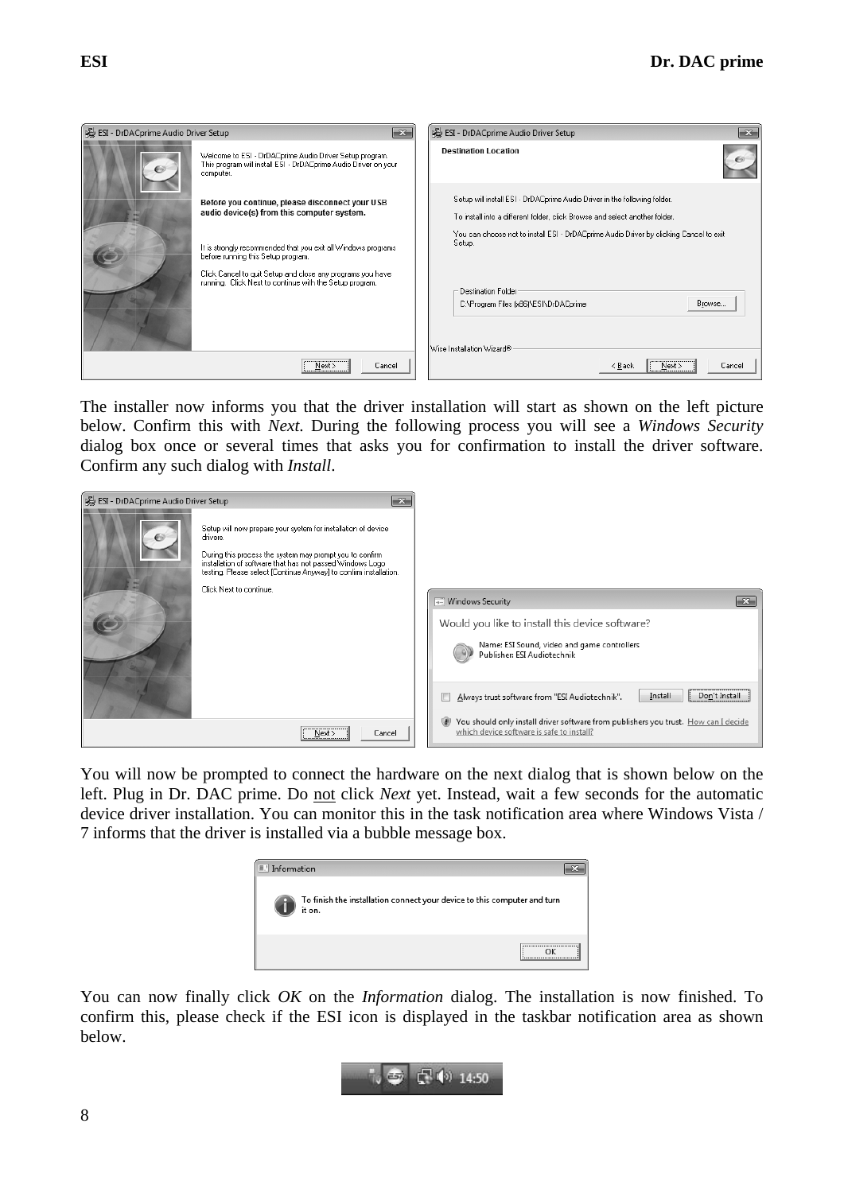The installer now informs you that the driver installation will start as shown on the left picture below. Confirm this with *Next*. During the following process you will see a *Windows Security* dialog box once or several times that asks you for confirmation to install the driver software. Confirm any such dialog with *Install*.

You will now be prompted to connect the hardware on the next dialog that is shown below on the left. Plug in Dr. DAC prime. Do not click *Next* yet. Instead, wait a few seconds for the automatic device driver installation. You can monitor this in the task notification area where Windows Vista / 7 informs that the driver is installed via a bubble message box.

You can now finally click *OK* on the *Information* dialog. The installation is now finished. To confirm this, please check if the ESI icon is displayed in the taskbar notification area as shown below.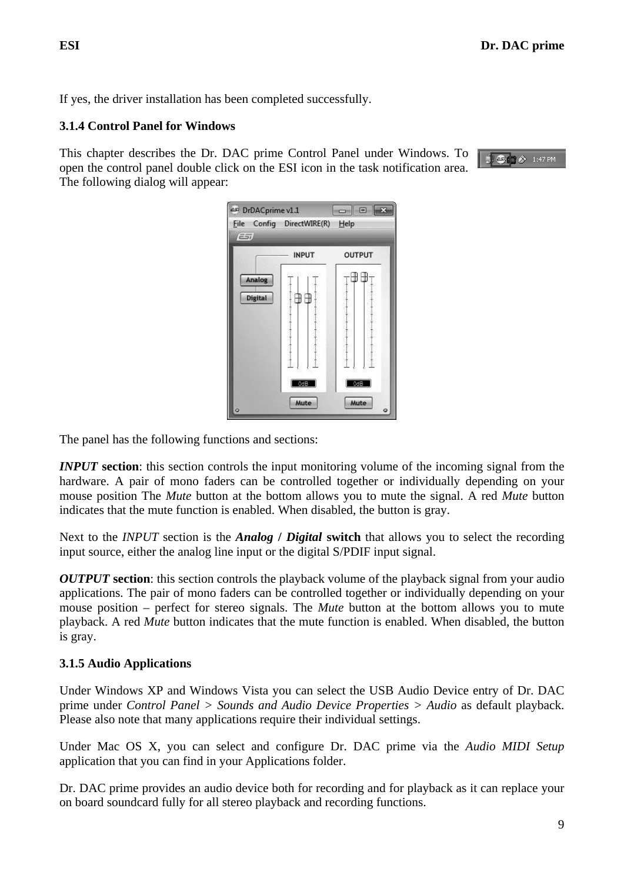If yes, the driver installation has been completed successfully.

### 3.1.4 Control Panel for Windows

This chapter describes the Dr. DAC prime Control Panel under Windows. To open the control panel double click on the ESI icon in the task notification area. The following dialog will appear:

The panel has the following functions and sections:

***INPUT* section**: this section controls the input monitoring volume of the incoming signal from the hardware. A pair of mono faders can be controlled together or individually depending on your mouse position The *Mute* button at the bottom allows you to mute the signal. A red *Mute* button indicates that the mute function is enabled. When disabled, the button is gray.

Next to the *INPUT* section is the ***Analog* / *Digital* switch** that allows you to select the recording input source, either the analog line input or the digital S/PDIF input signal.

***OUTPUT* section**: this section controls the playback volume of the playback signal from your audio applications. The pair of mono faders can be controlled together or individually depending on your mouse position – perfect for stereo signals. The *Mute* button at the bottom allows you to mute playback. A red *Mute* button indicates that the mute function is enabled. When disabled, the button is gray.

### 3.1.5 Audio Applications

Under Windows XP and Windows Vista you can select the USB Audio Device entry of Dr. DAC prime under *Control Panel > Sounds and Audio Device Properties > Audio* as default playback. Please also note that many applications require their individual settings.

Under Mac OS X, you can select and configure Dr. DAC prime via the *Audio MIDI Setup* application that you can find in your Applications folder.

Dr. DAC prime provides an audio device both for recording and for playback as it can replace your on board soundcard fully for all stereo playback and recording functions.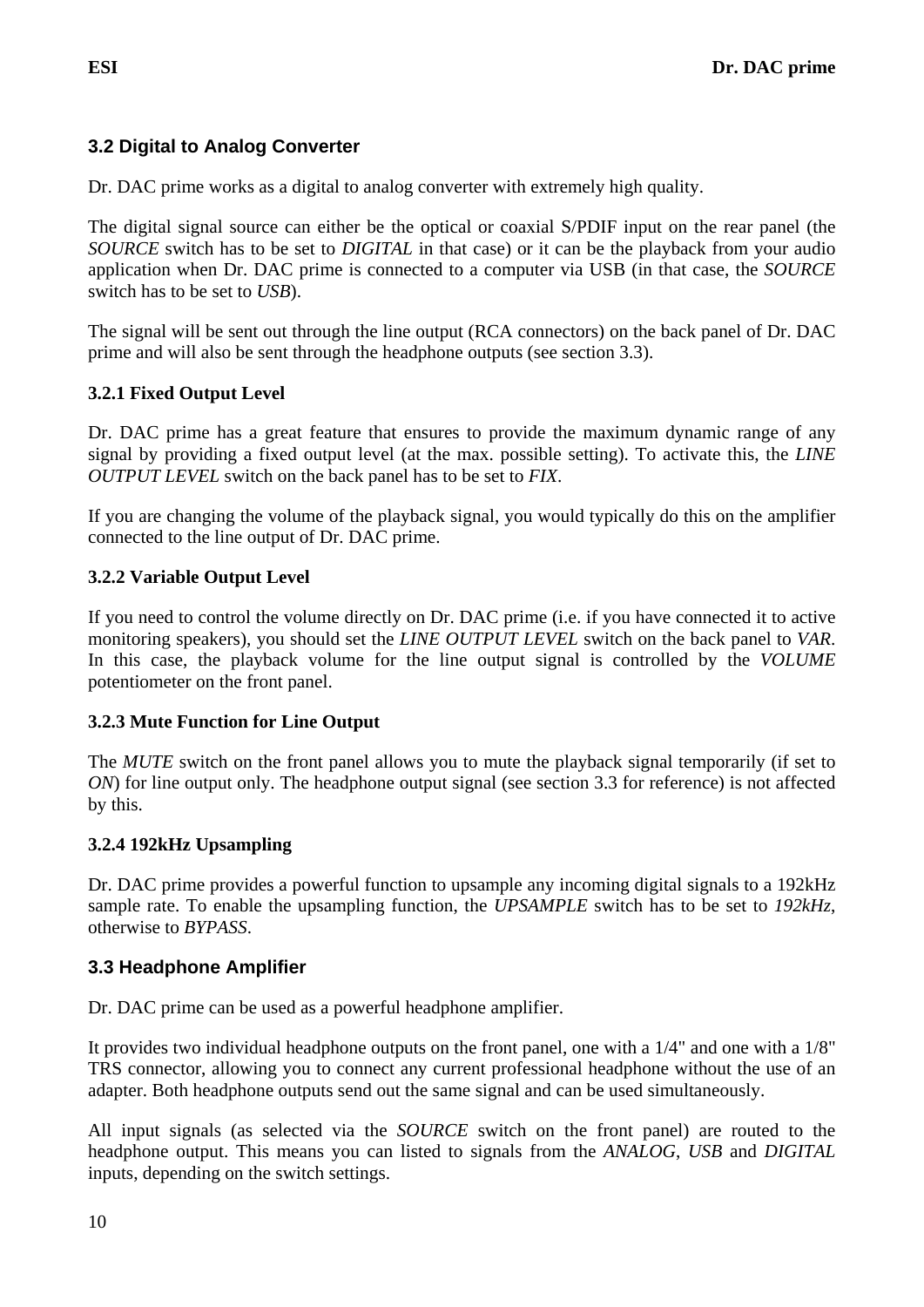## 3.2 Digital to Analog Converter

Dr. DAC prime works as a digital to analog converter with extremely high quality.

The digital signal source can either be the optical or coaxial S/PDIF input on the rear panel (the *SOURCE* switch has to be set to *DIGITAL* in that case) or it can be the playback from your audio application when Dr. DAC prime is connected to a computer via USB (in that case, the *SOURCE* switch has to be set to *USB*).

The signal will be sent out through the line output (RCA connectors) on the back panel of Dr. DAC prime and will also be sent through the headphone outputs (see section 3.3).

### 3.2.1 Fixed Output Level

Dr. DAC prime has a great feature that ensures to provide the maximum dynamic range of any signal by providing a fixed output level (at the max. possible setting). To activate this, the *LINE OUTPUT LEVEL* switch on the back panel has to be set to *FIX*.

If you are changing the volume of the playback signal, you would typically do this on the amplifier connected to the line output of Dr. DAC prime.

### 3.2.2 Variable Output Level

If you need to control the volume directly on Dr. DAC prime (i.e. if you have connected it to active monitoring speakers), you should set the *LINE OUTPUT LEVEL* switch on the back panel to *VAR*. In this case, the playback volume for the line output signal is controlled by the *VOLUME* potentiometer on the front panel.

### 3.2.3 Mute Function for Line Output

The *MUTE* switch on the front panel allows you to mute the playback signal temporarily (if set to *ON*) for line output only. The headphone output signal (see section 3.3 for reference) is not affected by this.

### 3.2.4 192kHz Upsampling

Dr. DAC prime provides a powerful function to upsample any incoming digital signals to a 192kHz sample rate. To enable the upsampling function, the *UPSAMPLE* switch has to be set to *192kHz*, otherwise to *BYPASS*.

## 3.3 Headphone Amplifier

Dr. DAC prime can be used as a powerful headphone amplifier.

It provides two individual headphone outputs on the front panel, one with a 1/4" and one with a 1/8" TRS connector, allowing you to connect any current professional headphone without the use of an adapter. Both headphone outputs send out the same signal and can be used simultaneously.

All input signals (as selected via the *SOURCE* switch on the front panel) are routed to the headphone output. This means you can listed to signals from the *ANALOG*, *USB* and *DIGITAL* inputs, depending on the switch settings.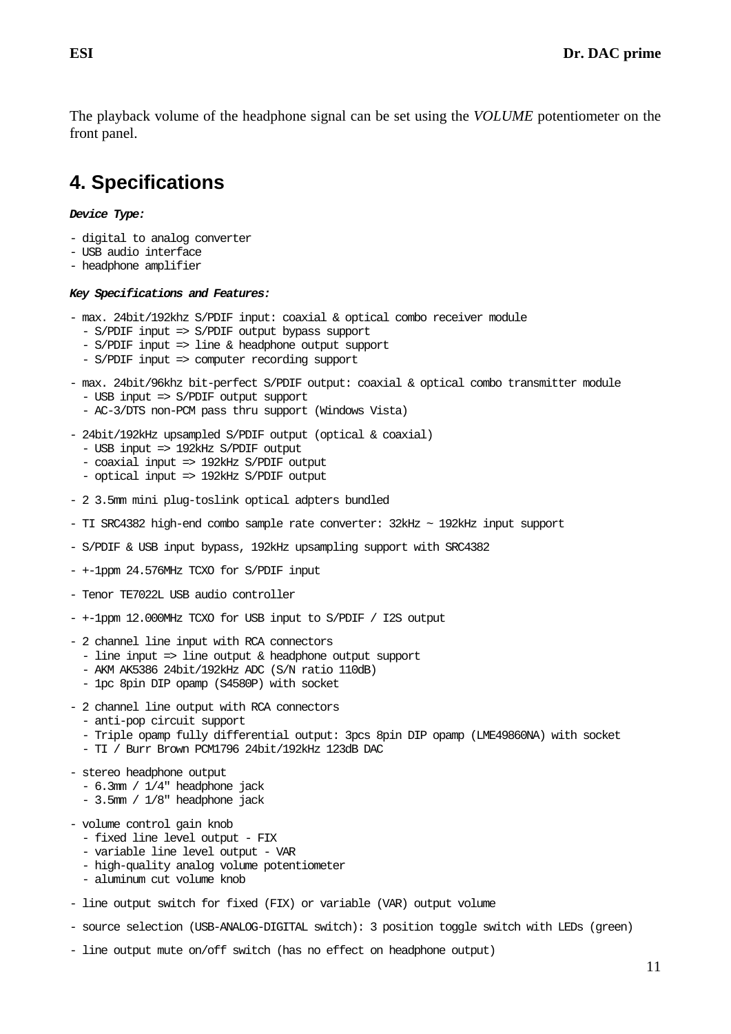The playback volume of the headphone signal can be set using the *VOLUME* potentiometer on the front panel.

## 4. Specifications

***Device Type:***

- digital to analog converter
- USB audio interface
- headphone amplifier

***Key Specifications and Features:***

- max. 24bit/192khz S/PDIF input: coaxial & optical combo receiver module
  - S/PDIF input => S/PDIF output bypass support
  - S/PDIF input => line & headphone output support
  - S/PDIF input => computer recording support

- max. 24bit/96khz bit-perfect S/PDIF output: coaxial & optical combo transmitter module
  - USB input => S/PDIF output support
  - AC-3/DTS non-PCM pass thru support (Windows Vista)

- 24bit/192kHz upsampled S/PDIF output (optical & coaxial)
  - USB input => 192kHz S/PDIF output
  - coaxial input => 192kHz S/PDIF output
  - optical input => 192kHz S/PDIF output

- 2 3.5mm mini plug-toslink optical adpters bundled

- TI SRC4382 high-end combo sample rate converter: 32kHz ~ 192kHz input support

- S/PDIF & USB input bypass, 192kHz upsampling support with SRC4382

- +-1ppm 24.576MHz TCXO for S/PDIF input

- Tenor TE7022L USB audio controller

- +-1ppm 12.000MHz TCXO for USB input to S/PDIF / I2S output

- 2 channel line input with RCA connectors
  - line input => line output & headphone output support
  - AKM AK5386 24bit/192kHz ADC (S/N ratio 110dB)
  - 1pc 8pin DIP opamp (S4580P) with socket

- 2 channel line output with RCA connectors
  - anti-pop circuit support
  - Triple opamp fully differential output: 3pcs 8pin DIP opamp (LME49860NA) with socket
  - TI / Burr Brown PCM1796 24bit/192kHz 123dB DAC

- stereo headphone output
  - 6.3mm / 1/4" headphone jack
  - 3.5mm / 1/8" headphone jack

- volume control gain knob
  - fixed line level output - FIX
  - variable line level output - VAR
  - high-quality analog volume potentiometer
  - aluminum cut volume knob

- line output switch for fixed (FIX) or variable (VAR) output volume

- source selection (USB-ANALOG-DIGITAL switch): 3 position toggle switch with LEDs (green)

- line output mute on/off switch (has no effect on headphone output)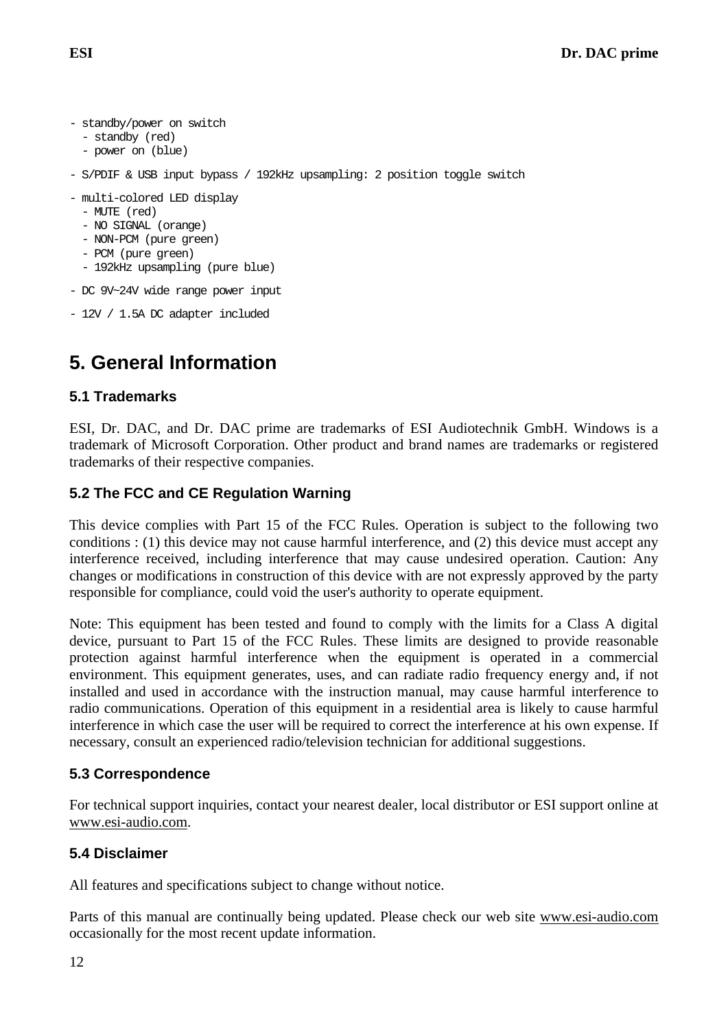- standby/power on switch
  - standby (red)
  - power on (blue)
- S/PDIF & USB input bypass / 192kHz upsampling: 2 position toggle switch
- multi-colored LED display
  - MUTE (red)
  - NO SIGNAL (orange)
  - NON-PCM (pure green)
  - PCM (pure green)
  - 192kHz upsampling (pure blue)
- DC 9V~24V wide range power input
- 12V / 1.5A DC adapter included

# 5. General Information

## 5.1 Trademarks

ESI, Dr. DAC, and Dr. DAC prime are trademarks of ESI Audiotechnik GmbH. Windows is a trademark of Microsoft Corporation. Other product and brand names are trademarks or registered trademarks of their respective companies.

## 5.2 The FCC and CE Regulation Warning

This device complies with Part 15 of the FCC Rules. Operation is subject to the following two conditions : (1) this device may not cause harmful interference, and (2) this device must accept any interference received, including interference that may cause undesired operation. Caution: Any changes or modifications in construction of this device with are not expressly approved by the party responsible for compliance, could void the user's authority to operate equipment.

Note: This equipment has been tested and found to comply with the limits for a Class A digital device, pursuant to Part 15 of the FCC Rules. These limits are designed to provide reasonable protection against harmful interference when the equipment is operated in a commercial environment. This equipment generates, uses, and can radiate radio frequency energy and, if not installed and used in accordance with the instruction manual, may cause harmful interference to radio communications. Operation of this equipment in a residential area is likely to cause harmful interference in which case the user will be required to correct the interference at his own expense. If necessary, consult an experienced radio/television technician for additional suggestions.

## 5.3 Correspondence

For technical support inquiries, contact your nearest dealer, local distributor or ESI support online at www.esi-audio.com.

## 5.4 Disclaimer

All features and specifications subject to change without notice.

Parts of this manual are continually being updated. Please check our web site www.esi-audio.com occasionally for the most recent update information.